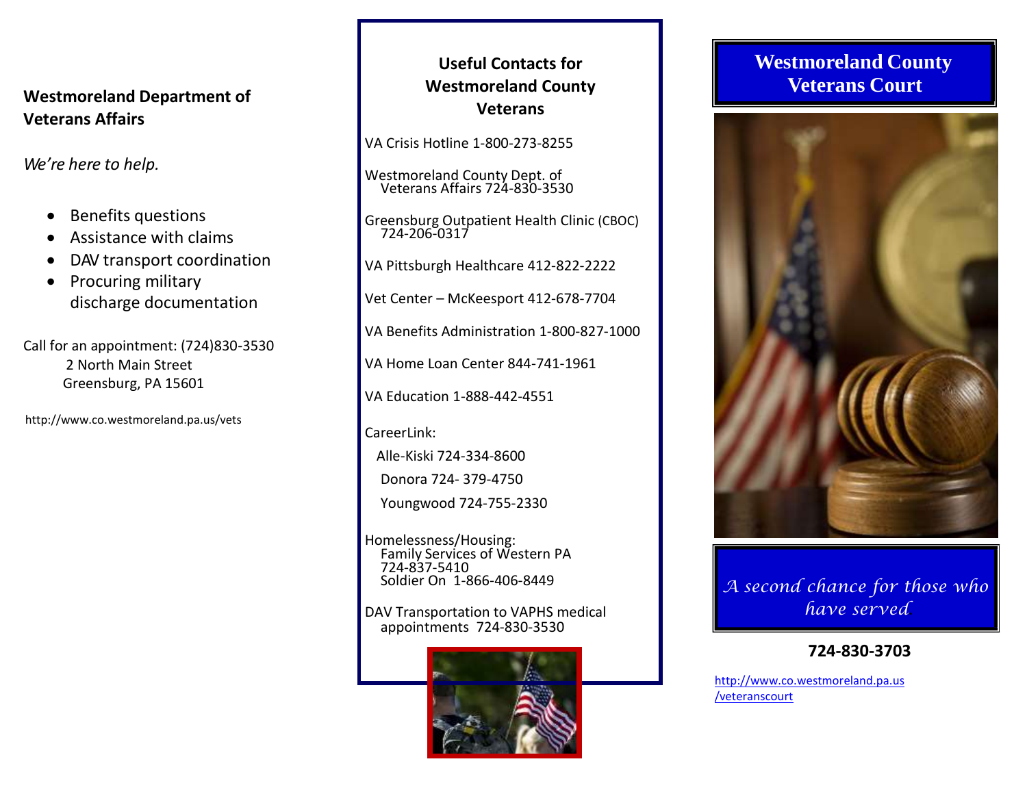## Westmoreland Department of Veterans Affairs

*We're here to help.*

- Benefits questions
- Assistance with claims
- DAV transport coordination
- Procuring military discharge documentation

Call for an appointment: (724)830-3530
2 North Main Street
Greensburg, PA 15601

http://www.co.westmoreland.pa.us/vets

## Useful Contacts for Westmoreland County Veterans

VA Crisis Hotline 1-800-273-8255

Westmoreland County Dept. of Veterans Affairs 724-830-3530

Greensburg Outpatient Health Clinic (CBOC) 724-206-0317

VA Pittsburgh Healthcare 412-822-2222

Vet Center – McKeesport 412-678-7704

VA Benefits Administration 1-800-827-1000

VA Home Loan Center 844-741-1961

VA Education 1-888-442-4551

CareerLink:

Alle-Kiski 724-334-8600

Donora 724- 379-4750

Youngwood 724-755-2330

Homelessness/Housing:
Family Services of Western PA 724-837-5410
Soldier On 1-866-406-8449

DAV Transportation to VAPHS medical appointments 724-830-3530

# Westmoreland County Veterans Court

*A second chance for those who have served.*

**724-830-3703**

http://www.co.westmoreland.pa.us/veteranscourt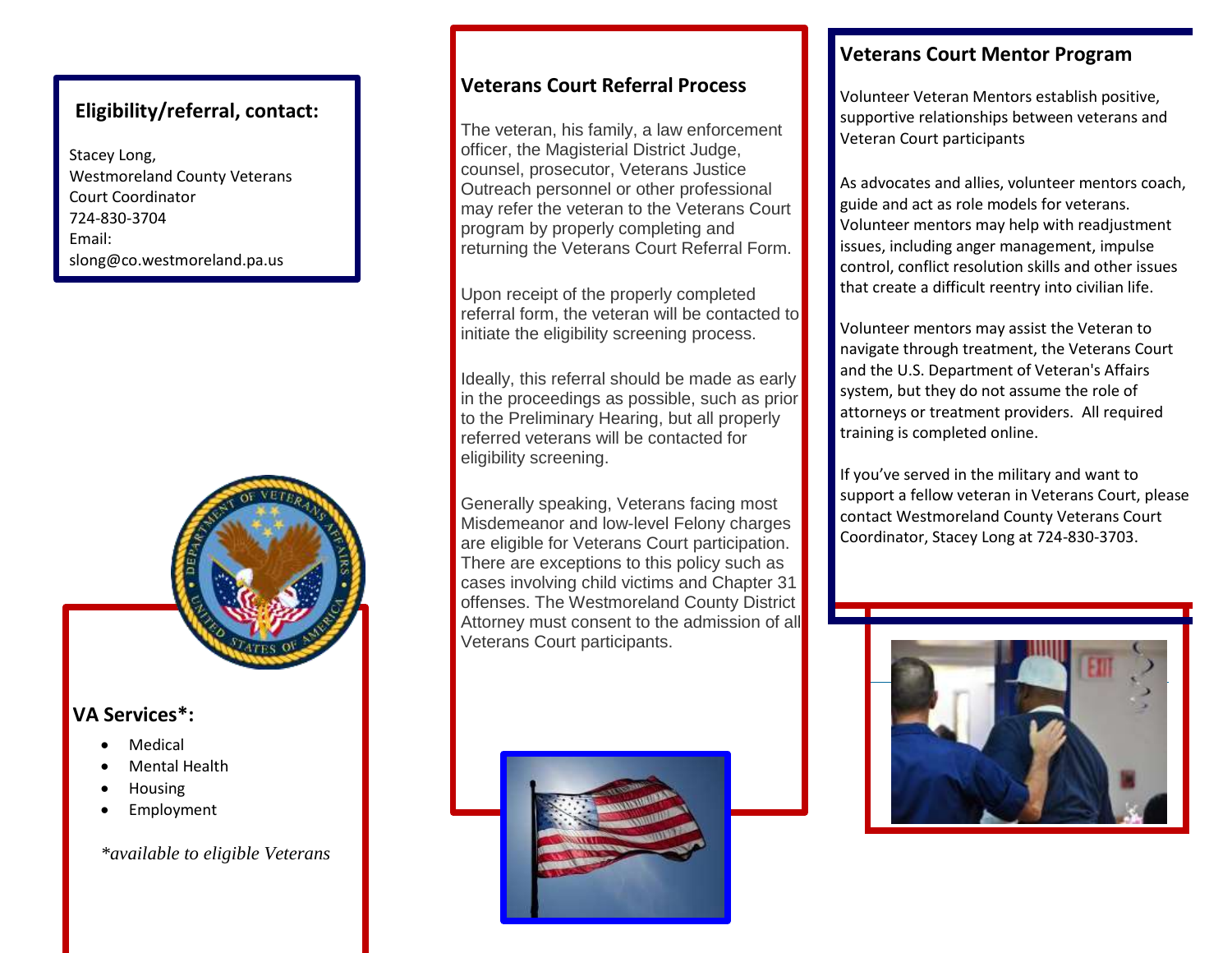## Eligibility/referral, contact:

Stacey Long,
Westmoreland County Veterans Court Coordinator
724-830-3704
Email:
slong@co.westmoreland.pa.us

## VA Services*:

- Medical
- Mental Health
- Housing
- Employment

*\*available to eligible Veterans*

## Veterans Court Referral Process

The veteran, his family, a law enforcement officer, the Magisterial District Judge, counsel, prosecutor, Veterans Justice Outreach personnel or other professional may refer the veteran to the Veterans Court program by properly completing and returning the Veterans Court Referral Form.

Upon receipt of the properly completed referral form, the veteran will be contacted to initiate the eligibility screening process.

Ideally, this referral should be made as early in the proceedings as possible, such as prior to the Preliminary Hearing, but all properly referred veterans will be contacted for eligibility screening.

Generally speaking, Veterans facing most Misdemeanor and low-level Felony charges are eligible for Veterans Court participation. There are exceptions to this policy such as cases involving child victims and Chapter 31 offenses. The Westmoreland County District Attorney must consent to the admission of all Veterans Court participants.

## Veterans Court Mentor Program

Volunteer Veteran Mentors establish positive, supportive relationships between veterans and Veteran Court participants

As advocates and allies, volunteer mentors coach, guide and act as role models for veterans. Volunteer mentors may help with readjustment issues, including anger management, impulse control, conflict resolution skills and other issues that create a difficult reentry into civilian life.

Volunteer mentors may assist the Veteran to navigate through treatment, the Veterans Court and the U.S. Department of Veteran's Affairs system, but they do not assume the role of attorneys or treatment providers. All required training is completed online.

If you've served in the military and want to support a fellow veteran in Veterans Court, please contact Westmoreland County Veterans Court Coordinator, Stacey Long at 724-830-3703.